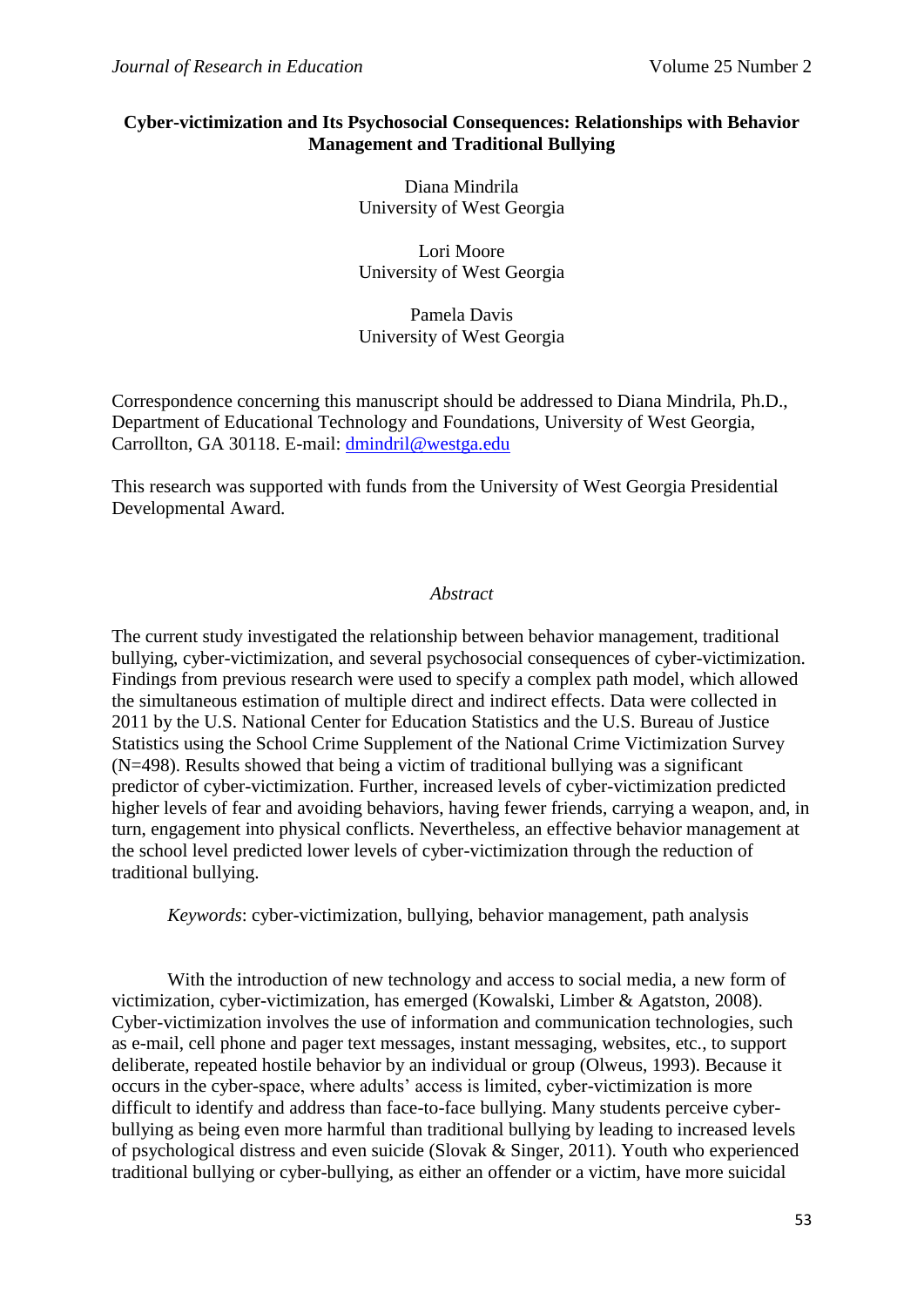# Cyber-victimization and Its Psychosocial Consequences: Relationships with Behavior Management and Traditional Bullying

Diana Mindrila
University of West Georgia

Lori Moore
University of West Georgia

Pamela Davis
University of West Georgia

Correspondence concerning this manuscript should be addressed to Diana Mindrila, Ph.D., Department of Educational Technology and Foundations, University of West Georgia, Carrollton, GA 30118. E-mail: dmindril@westga.edu

This research was supported with funds from the University of West Georgia Presidential Developmental Award.

## *Abstract*

The current study investigated the relationship between behavior management, traditional bullying, cyber-victimization, and several psychosocial consequences of cyber-victimization. Findings from previous research were used to specify a complex path model, which allowed the simultaneous estimation of multiple direct and indirect effects. Data were collected in 2011 by the U.S. National Center for Education Statistics and the U.S. Bureau of Justice Statistics using the School Crime Supplement of the National Crime Victimization Survey (N=498). Results showed that being a victim of traditional bullying was a significant predictor of cyber-victimization. Further, increased levels of cyber-victimization predicted higher levels of fear and avoiding behaviors, having fewer friends, carrying a weapon, and, in turn, engagement into physical conflicts. Nevertheless, an effective behavior management at the school level predicted lower levels of cyber-victimization through the reduction of traditional bullying.

*Keywords*: cyber-victimization, bullying, behavior management, path analysis

With the introduction of new technology and access to social media, a new form of victimization, cyber-victimization, has emerged (Kowalski, Limber & Agatston, 2008). Cyber-victimization involves the use of information and communication technologies, such as e-mail, cell phone and pager text messages, instant messaging, websites, etc., to support deliberate, repeated hostile behavior by an individual or group (Olweus, 1993). Because it occurs in the cyber-space, where adults' access is limited, cyber-victimization is more difficult to identify and address than face-to-face bullying. Many students perceive cyber-bullying as being even more harmful than traditional bullying by leading to increased levels of psychological distress and even suicide (Slovak & Singer, 2011). Youth who experienced traditional bullying or cyber-bullying, as either an offender or a victim, have more suicidal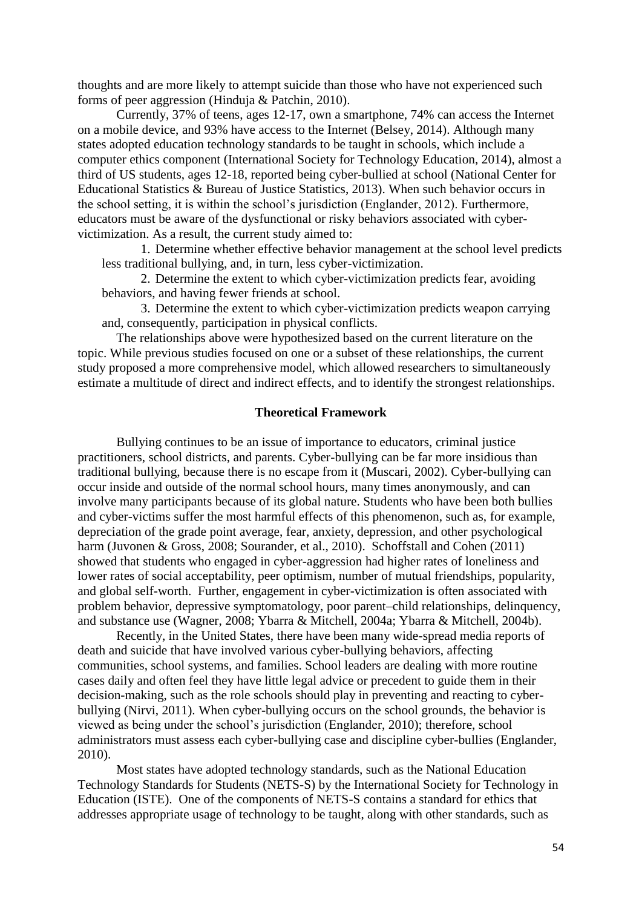thoughts and are more likely to attempt suicide than those who have not experienced such forms of peer aggression (Hinduja & Patchin, 2010).

Currently, 37% of teens, ages 12-17, own a smartphone, 74% can access the Internet on a mobile device, and 93% have access to the Internet (Belsey, 2014). Although many states adopted education technology standards to be taught in schools, which include a computer ethics component (International Society for Technology Education, 2014), almost a third of US students, ages 12-18, reported being cyber-bullied at school (National Center for Educational Statistics & Bureau of Justice Statistics, 2013). When such behavior occurs in the school setting, it is within the school's jurisdiction (Englander, 2012). Furthermore, educators must be aware of the dysfunctional or risky behaviors associated with cyber-victimization. As a result, the current study aimed to:

1. Determine whether effective behavior management at the school level predicts less traditional bullying, and, in turn, less cyber-victimization.
2. Determine the extent to which cyber-victimization predicts fear, avoiding behaviors, and having fewer friends at school.
3. Determine the extent to which cyber-victimization predicts weapon carrying and, consequently, participation in physical conflicts.

The relationships above were hypothesized based on the current literature on the topic. While previous studies focused on one or a subset of these relationships, the current study proposed a more comprehensive model, which allowed researchers to simultaneously estimate a multitude of direct and indirect effects, and to identify the strongest relationships.

## Theoretical Framework

Bullying continues to be an issue of importance to educators, criminal justice practitioners, school districts, and parents. Cyber-bullying can be far more insidious than traditional bullying, because there is no escape from it (Muscari, 2002). Cyber-bullying can occur inside and outside of the normal school hours, many times anonymously, and can involve many participants because of its global nature. Students who have been both bullies and cyber-victims suffer the most harmful effects of this phenomenon, such as, for example, depreciation of the grade point average, fear, anxiety, depression, and other psychological harm (Juvonen & Gross, 2008; Sourander, et al., 2010). Schoffstall and Cohen (2011) showed that students who engaged in cyber-aggression had higher rates of loneliness and lower rates of social acceptability, peer optimism, number of mutual friendships, popularity, and global self-worth. Further, engagement in cyber-victimization is often associated with problem behavior, depressive symptomatology, poor parent–child relationships, delinquency, and substance use (Wagner, 2008; Ybarra & Mitchell, 2004a; Ybarra & Mitchell, 2004b).

Recently, in the United States, there have been many wide-spread media reports of death and suicide that have involved various cyber-bullying behaviors, affecting communities, school systems, and families. School leaders are dealing with more routine cases daily and often feel they have little legal advice or precedent to guide them in their decision-making, such as the role schools should play in preventing and reacting to cyber-bullying (Nirvi, 2011). When cyber-bullying occurs on the school grounds, the behavior is viewed as being under the school's jurisdiction (Englander, 2010); therefore, school administrators must assess each cyber-bullying case and discipline cyber-bullies (Englander, 2010).

Most states have adopted technology standards, such as the National Education Technology Standards for Students (NETS-S) by the International Society for Technology in Education (ISTE). One of the components of NETS-S contains a standard for ethics that addresses appropriate usage of technology to be taught, along with other standards, such as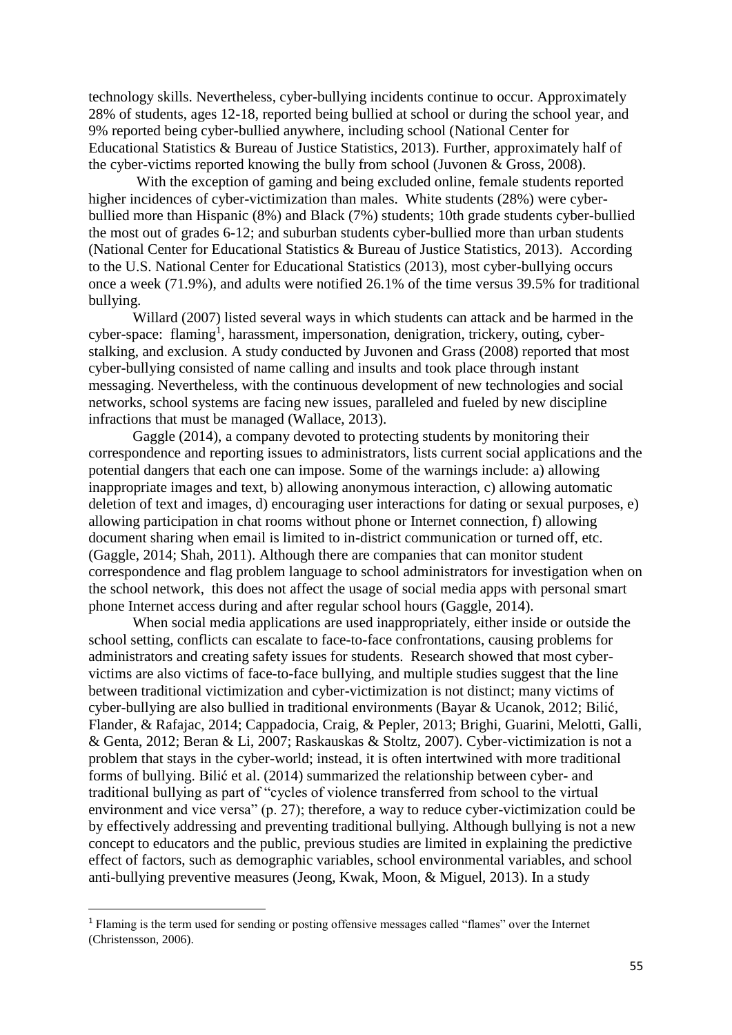technology skills. Nevertheless, cyber-bullying incidents continue to occur. Approximately 28% of students, ages 12-18, reported being bullied at school or during the school year, and 9% reported being cyber-bullied anywhere, including school (National Center for Educational Statistics & Bureau of Justice Statistics, 2013). Further, approximately half of the cyber-victims reported knowing the bully from school (Juvonen & Gross, 2008).

With the exception of gaming and being excluded online, female students reported higher incidences of cyber-victimization than males. White students (28%) were cyber-bullied more than Hispanic (8%) and Black (7%) students; 10th grade students cyber-bullied the most out of grades 6-12; and suburban students cyber-bullied more than urban students (National Center for Educational Statistics & Bureau of Justice Statistics, 2013). According to the U.S. National Center for Educational Statistics (2013), most cyber-bullying occurs once a week (71.9%), and adults were notified 26.1% of the time versus 39.5% for traditional bullying.

Willard (2007) listed several ways in which students can attack and be harmed in the cyber-space: flaming[1], harassment, impersonation, denigration, trickery, outing, cyber-stalking, and exclusion. A study conducted by Juvonen and Grass (2008) reported that most cyber-bullying consisted of name calling and insults and took place through instant messaging. Nevertheless, with the continuous development of new technologies and social networks, school systems are facing new issues, paralleled and fueled by new discipline infractions that must be managed (Wallace, 2013).

Gaggle (2014), a company devoted to protecting students by monitoring their correspondence and reporting issues to administrators, lists current social applications and the potential dangers that each one can impose. Some of the warnings include: a) allowing inappropriate images and text, b) allowing anonymous interaction, c) allowing automatic deletion of text and images, d) encouraging user interactions for dating or sexual purposes, e) allowing participation in chat rooms without phone or Internet connection, f) allowing document sharing when email is limited to in-district communication or turned off, etc. (Gaggle, 2014; Shah, 2011). Although there are companies that can monitor student correspondence and flag problem language to school administrators for investigation when on the school network, this does not affect the usage of social media apps with personal smart phone Internet access during and after regular school hours (Gaggle, 2014).

When social media applications are used inappropriately, either inside or outside the school setting, conflicts can escalate to face-to-face confrontations, causing problems for administrators and creating safety issues for students. Research showed that most cyber-victims are also victims of face-to-face bullying, and multiple studies suggest that the line between traditional victimization and cyber-victimization is not distinct; many victims of cyber-bullying are also bullied in traditional environments (Bayar & Ucanok, 2012; Bilić, Flander, & Rafajac, 2014; Cappadocia, Craig, & Pepler, 2013; Brighi, Guarini, Melotti, Galli, & Genta, 2012; Beran & Li, 2007; Raskauskas & Stoltz, 2007). Cyber-victimization is not a problem that stays in the cyber-world; instead, it is often intertwined with more traditional forms of bullying. Bilić et al. (2014) summarized the relationship between cyber- and traditional bullying as part of "cycles of violence transferred from school to the virtual environment and vice versa" (p. 27); therefore, a way to reduce cyber-victimization could be by effectively addressing and preventing traditional bullying. Although bullying is not a new concept to educators and the public, previous studies are limited in explaining the predictive effect of factors, such as demographic variables, school environmental variables, and school anti-bullying preventive measures (Jeong, Kwak, Moon, & Miguel, 2013). In a study

---

[1] Flaming is the term used for sending or posting offensive messages called "flames" over the Internet (Christensson, 2006).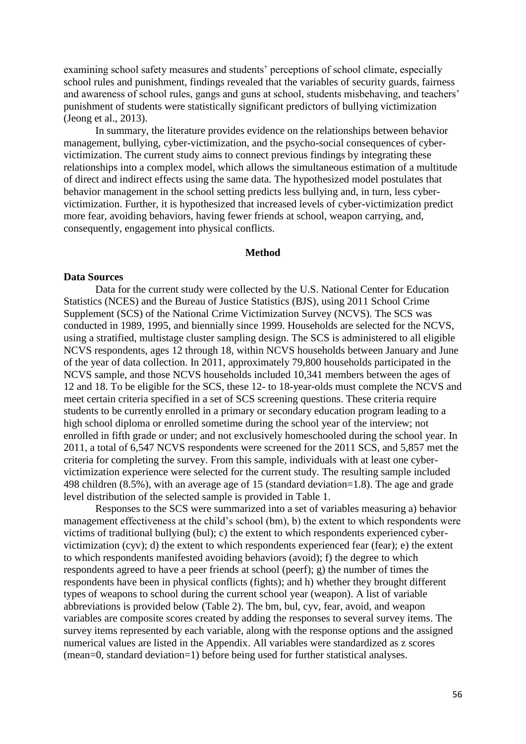examining school safety measures and students' perceptions of school climate, especially school rules and punishment, findings revealed that the variables of security guards, fairness and awareness of school rules, gangs and guns at school, students misbehaving, and teachers' punishment of students were statistically significant predictors of bullying victimization (Jeong et al., 2013).

In summary, the literature provides evidence on the relationships between behavior management, bullying, cyber-victimization, and the psycho-social consequences of cyber-victimization. The current study aims to connect previous findings by integrating these relationships into a complex model, which allows the simultaneous estimation of a multitude of direct and indirect effects using the same data. The hypothesized model postulates that behavior management in the school setting predicts less bullying and, in turn, less cyber-victimization. Further, it is hypothesized that increased levels of cyber-victimization predict more fear, avoiding behaviors, having fewer friends at school, weapon carrying, and, consequently, engagement into physical conflicts.

## Method

### Data Sources

Data for the current study were collected by the U.S. National Center for Education Statistics (NCES) and the Bureau of Justice Statistics (BJS), using 2011 School Crime Supplement (SCS) of the National Crime Victimization Survey (NCVS). The SCS was conducted in 1989, 1995, and biennially since 1999. Households are selected for the NCVS, using a stratified, multistage cluster sampling design. The SCS is administered to all eligible NCVS respondents, ages 12 through 18, within NCVS households between January and June of the year of data collection. In 2011, approximately 79,800 households participated in the NCVS sample, and those NCVS households included 10,341 members between the ages of 12 and 18. To be eligible for the SCS, these 12- to 18-year-olds must complete the NCVS and meet certain criteria specified in a set of SCS screening questions. These criteria require students to be currently enrolled in a primary or secondary education program leading to a high school diploma or enrolled sometime during the school year of the interview; not enrolled in fifth grade or under; and not exclusively homeschooled during the school year. In 2011, a total of 6,547 NCVS respondents were screened for the 2011 SCS, and 5,857 met the criteria for completing the survey. From this sample, individuals with at least one cyber-victimization experience were selected for the current study. The resulting sample included 498 children (8.5%), with an average age of 15 (standard deviation=1.8). The age and grade level distribution of the selected sample is provided in Table 1.

Responses to the SCS were summarized into a set of variables measuring a) behavior management effectiveness at the child's school (bm), b) the extent to which respondents were victims of traditional bullying (bul); c) the extent to which respondents experienced cyber-victimization (cyv); d) the extent to which respondents experienced fear (fear); e) the extent to which respondents manifested avoiding behaviors (avoid); f) the degree to which respondents agreed to have a peer friends at school (peerf); g) the number of times the respondents have been in physical conflicts (fights); and h) whether they brought different types of weapons to school during the current school year (weapon). A list of variable abbreviations is provided below (Table 2). The bm, bul, cyv, fear, avoid, and weapon variables are composite scores created by adding the responses to several survey items. The survey items represented by each variable, along with the response options and the assigned numerical values are listed in the Appendix. All variables were standardized as z scores (mean=0, standard deviation=1) before being used for further statistical analyses.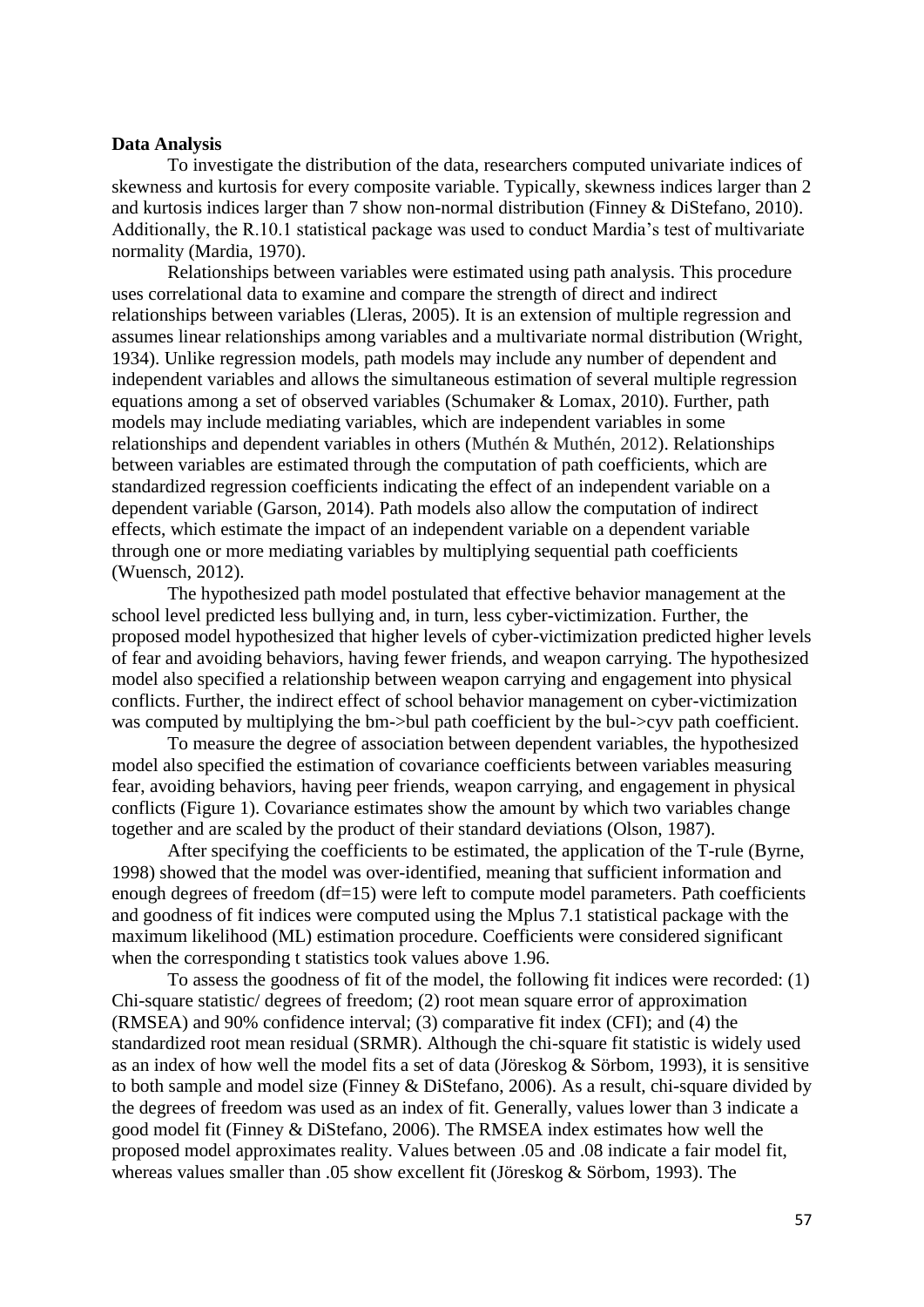**Data Analysis**

To investigate the distribution of the data, researchers computed univariate indices of skewness and kurtosis for every composite variable. Typically, skewness indices larger than 2 and kurtosis indices larger than 7 show non-normal distribution (Finney & DiStefano, 2010). Additionally, the R.10.1 statistical package was used to conduct Mardia's test of multivariate normality (Mardia, 1970).

Relationships between variables were estimated using path analysis. This procedure uses correlational data to examine and compare the strength of direct and indirect relationships between variables (Lleras, 2005). It is an extension of multiple regression and assumes linear relationships among variables and a multivariate normal distribution (Wright, 1934). Unlike regression models, path models may include any number of dependent and independent variables and allows the simultaneous estimation of several multiple regression equations among a set of observed variables (Schumaker & Lomax, 2010). Further, path models may include mediating variables, which are independent variables in some relationships and dependent variables in others (Muthén & Muthén, 2012). Relationships between variables are estimated through the computation of path coefficients, which are standardized regression coefficients indicating the effect of an independent variable on a dependent variable (Garson, 2014). Path models also allow the computation of indirect effects, which estimate the impact of an independent variable on a dependent variable through one or more mediating variables by multiplying sequential path coefficients (Wuensch, 2012).

The hypothesized path model postulated that effective behavior management at the school level predicted less bullying and, in turn, less cyber-victimization. Further, the proposed model hypothesized that higher levels of cyber-victimization predicted higher levels of fear and avoiding behaviors, having fewer friends, and weapon carrying. The hypothesized model also specified a relationship between weapon carrying and engagement into physical conflicts. Further, the indirect effect of school behavior management on cyber-victimization was computed by multiplying the bm->bul path coefficient by the bul->cyv path coefficient.

To measure the degree of association between dependent variables, the hypothesized model also specified the estimation of covariance coefficients between variables measuring fear, avoiding behaviors, having peer friends, weapon carrying, and engagement in physical conflicts (Figure 1). Covariance estimates show the amount by which two variables change together and are scaled by the product of their standard deviations (Olson, 1987).

After specifying the coefficients to be estimated, the application of the T-rule (Byrne, 1998) showed that the model was over-identified, meaning that sufficient information and enough degrees of freedom (df=15) were left to compute model parameters. Path coefficients and goodness of fit indices were computed using the Mplus 7.1 statistical package with the maximum likelihood (ML) estimation procedure. Coefficients were considered significant when the corresponding t statistics took values above 1.96.

To assess the goodness of fit of the model, the following fit indices were recorded: (1) Chi-square statistic/ degrees of freedom; (2) root mean square error of approximation (RMSEA) and 90% confidence interval; (3) comparative fit index (CFI); and (4) the standardized root mean residual (SRMR). Although the chi-square fit statistic is widely used as an index of how well the model fits a set of data (Jöreskog & Sörbom, 1993), it is sensitive to both sample and model size (Finney & DiStefano, 2006). As a result, chi-square divided by the degrees of freedom was used as an index of fit. Generally, values lower than 3 indicate a good model fit (Finney & DiStefano, 2006). The RMSEA index estimates how well the proposed model approximates reality. Values between .05 and .08 indicate a fair model fit, whereas values smaller than .05 show excellent fit (Jöreskog & Sörbom, 1993). The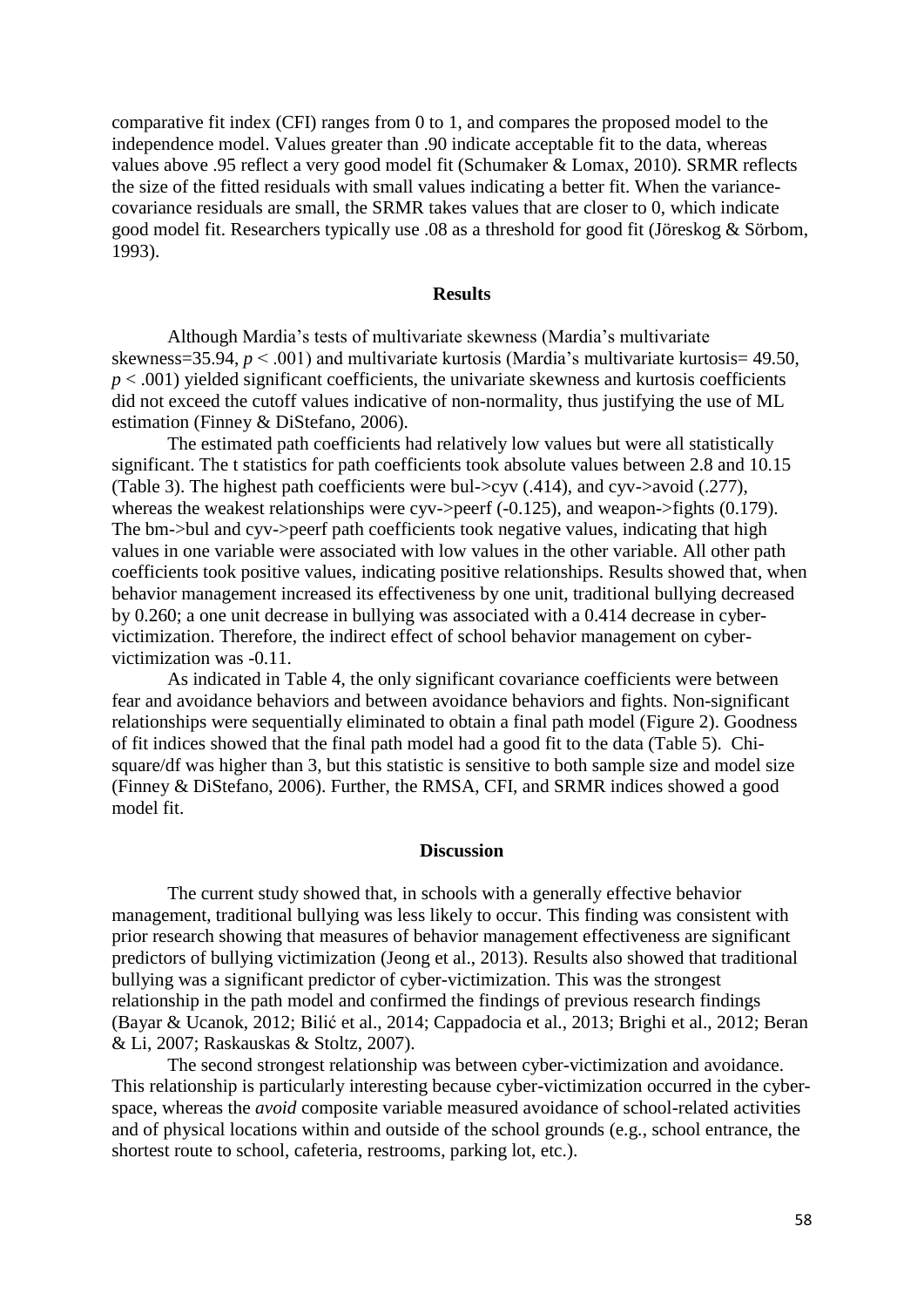comparative fit index (CFI) ranges from 0 to 1, and compares the proposed model to the independence model. Values greater than .90 indicate acceptable fit to the data, whereas values above .95 reflect a very good model fit (Schumaker & Lomax, 2010). SRMR reflects the size of the fitted residuals with small values indicating a better fit. When the variance-covariance residuals are small, the SRMR takes values that are closer to 0, which indicate good model fit. Researchers typically use .08 as a threshold for good fit (Jöreskog & Sörbom, 1993).

## Results

Although Mardia's tests of multivariate skewness (Mardia's multivariate skewness=35.94, $p < .001$) and multivariate kurtosis (Mardia's multivariate kurtosis= 49.50, $p < .001$) yielded significant coefficients, the univariate skewness and kurtosis coefficients did not exceed the cutoff values indicative of non-normality, thus justifying the use of ML estimation (Finney & DiStefano, 2006).

The estimated path coefficients had relatively low values but were all statistically significant. The t statistics for path coefficients took absolute values between 2.8 and 10.15 (Table 3). The highest path coefficients were bul->cyv (.414), and cyv->avoid (.277), whereas the weakest relationships were cyv->peerf (-0.125), and weapon->fights (0.179). The bm->bul and cyv->peerf path coefficients took negative values, indicating that high values in one variable were associated with low values in the other variable. All other path coefficients took positive values, indicating positive relationships. Results showed that, when behavior management increased its effectiveness by one unit, traditional bullying decreased by 0.260; a one unit decrease in bullying was associated with a 0.414 decrease in cyber-victimization. Therefore, the indirect effect of school behavior management on cyber-victimization was -0.11.

As indicated in Table 4, the only significant covariance coefficients were between fear and avoidance behaviors and between avoidance behaviors and fights. Non-significant relationships were sequentially eliminated to obtain a final path model (Figure 2). Goodness of fit indices showed that the final path model had a good fit to the data (Table 5). Chi-square/df was higher than 3, but this statistic is sensitive to both sample size and model size (Finney & DiStefano, 2006). Further, the RMSA, CFI, and SRMR indices showed a good model fit.

## Discussion

The current study showed that, in schools with a generally effective behavior management, traditional bullying was less likely to occur. This finding was consistent with prior research showing that measures of behavior management effectiveness are significant predictors of bullying victimization (Jeong et al., 2013). Results also showed that traditional bullying was a significant predictor of cyber-victimization. This was the strongest relationship in the path model and confirmed the findings of previous research findings (Bayar & Ucanok, 2012; Bilić et al., 2014; Cappadocia et al., 2013; Brighi et al., 2012; Beran & Li, 2007; Raskauskas & Stoltz, 2007).

The second strongest relationship was between cyber-victimization and avoidance. This relationship is particularly interesting because cyber-victimization occurred in the cyber-space, whereas the *avoid* composite variable measured avoidance of school-related activities and of physical locations within and outside of the school grounds (e.g., school entrance, the shortest route to school, cafeteria, restrooms, parking lot, etc.).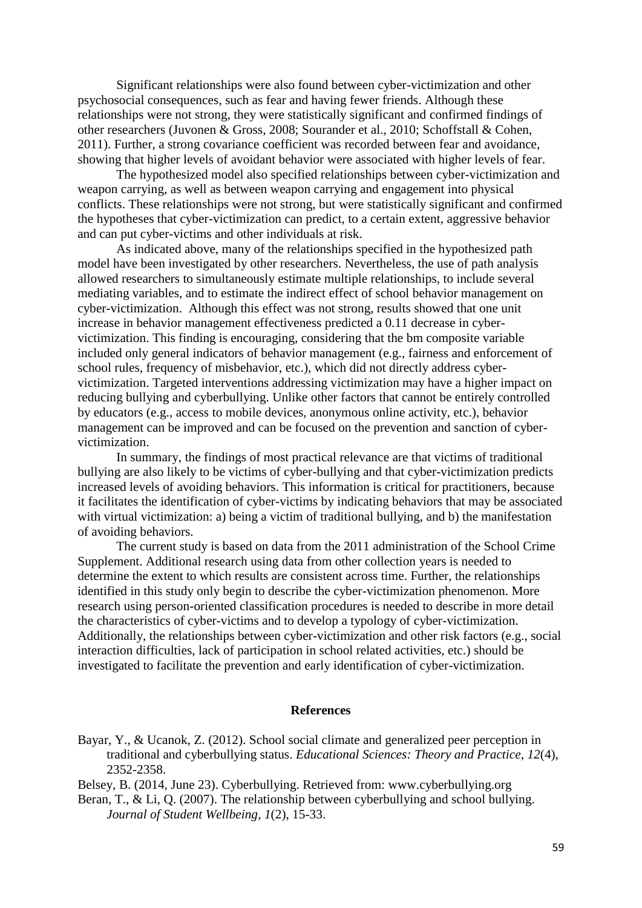Significant relationships were also found between cyber-victimization and other psychosocial consequences, such as fear and having fewer friends. Although these relationships were not strong, they were statistically significant and confirmed findings of other researchers (Juvonen & Gross, 2008; Sourander et al., 2010; Schoffstall & Cohen, 2011). Further, a strong covariance coefficient was recorded between fear and avoidance, showing that higher levels of avoidant behavior were associated with higher levels of fear.

The hypothesized model also specified relationships between cyber-victimization and weapon carrying, as well as between weapon carrying and engagement into physical conflicts. These relationships were not strong, but were statistically significant and confirmed the hypotheses that cyber-victimization can predict, to a certain extent, aggressive behavior and can put cyber-victims and other individuals at risk.

As indicated above, many of the relationships specified in the hypothesized path model have been investigated by other researchers. Nevertheless, the use of path analysis allowed researchers to simultaneously estimate multiple relationships, to include several mediating variables, and to estimate the indirect effect of school behavior management on cyber-victimization. Although this effect was not strong, results showed that one unit increase in behavior management effectiveness predicted a 0.11 decrease in cyber-victimization. This finding is encouraging, considering that the bm composite variable included only general indicators of behavior management (e.g., fairness and enforcement of school rules, frequency of misbehavior, etc.), which did not directly address cyber-victimization. Targeted interventions addressing victimization may have a higher impact on reducing bullying and cyberbullying. Unlike other factors that cannot be entirely controlled by educators (e.g., access to mobile devices, anonymous online activity, etc.), behavior management can be improved and can be focused on the prevention and sanction of cyber-victimization.

In summary, the findings of most practical relevance are that victims of traditional bullying are also likely to be victims of cyber-bullying and that cyber-victimization predicts increased levels of avoiding behaviors. This information is critical for practitioners, because it facilitates the identification of cyber-victims by indicating behaviors that may be associated with virtual victimization: a) being a victim of traditional bullying, and b) the manifestation of avoiding behaviors.

The current study is based on data from the 2011 administration of the School Crime Supplement. Additional research using data from other collection years is needed to determine the extent to which results are consistent across time. Further, the relationships identified in this study only begin to describe the cyber-victimization phenomenon. More research using person-oriented classification procedures is needed to describe in more detail the characteristics of cyber-victims and to develop a typology of cyber-victimization. Additionally, the relationships between cyber-victimization and other risk factors (e.g., social interaction difficulties, lack of participation in school related activities, etc.) should be investigated to facilitate the prevention and early identification of cyber-victimization.

## References

Bayar, Y., & Ucanok, Z. (2012). School social climate and generalized peer perception in traditional and cyberbullying status. *Educational Sciences: Theory and Practice*, *12*(4), 2352-2358.

Belsey, B. (2014, June 23). Cyberbullying. Retrieved from: www.cyberbullying.org

Beran, T., & Li, Q. (2007). The relationship between cyberbullying and school bullying. *Journal of Student Wellbeing*, *1*(2), 15-33.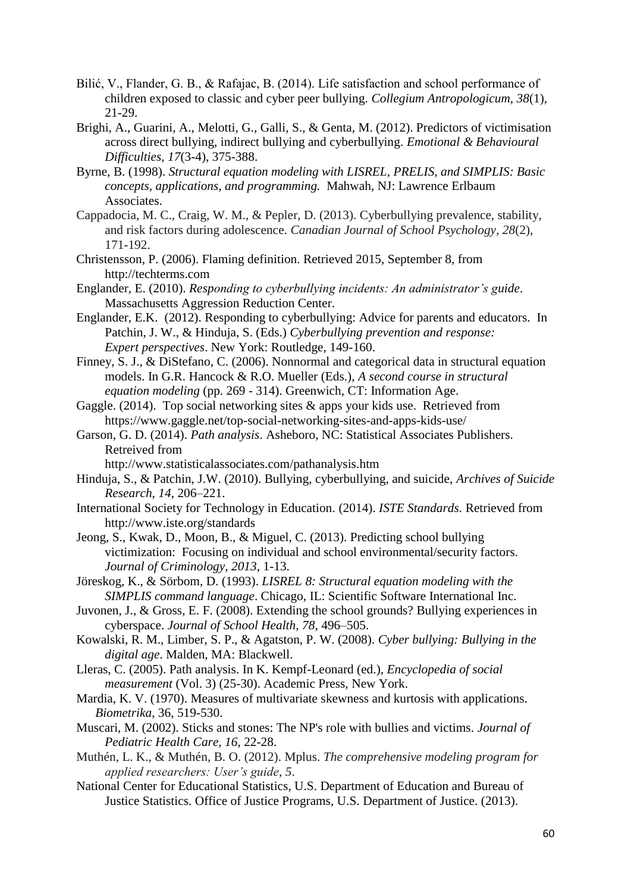Bilić, V., Flander, G. B., & Rafajac, B. (2014). Life satisfaction and school performance of children exposed to classic and cyber peer bullying. *Collegium Antropologicum, 38*(1), 21-29.

Brighi, A., Guarini, A., Melotti, G., Galli, S., & Genta, M. (2012). Predictors of victimisation across direct bullying, indirect bullying and cyberbullying. *Emotional & Behavioural Difficulties, 17*(3-4), 375-388.

Byrne, B. (1998). *Structural equation modeling with LISREL, PRELIS, and SIMPLIS: Basic concepts, applications, and programming.* Mahwah, NJ: Lawrence Erlbaum Associates.

Cappadocia, M. C., Craig, W. M., & Pepler, D. (2013). Cyberbullying prevalence, stability, and risk factors during adolescence. *Canadian Journal of School Psychology*, *28*(2), 171-192.

Christensson, P. (2006). Flaming definition. Retrieved 2015, September 8, from http://techterms.com

Englander, E. (2010). *Responding to cyberbullying incidents: An administrator's guide*. Massachusetts Aggression Reduction Center.

Englander, E.K. (2012). Responding to cyberbullying: Advice for parents and educators. In Patchin, J. W., & Hinduja, S. (Eds.) *Cyberbullying prevention and response: Expert perspectives*. New York: Routledge, 149-160.

Finney, S. J., & DiStefano, C. (2006). Nonnormal and categorical data in structural equation models. In G.R. Hancock & R.O. Mueller (Eds.), *A second course in structural equation modeling* (pp. 269 - 314). Greenwich, CT: Information Age.

Gaggle. (2014). Top social networking sites & apps your kids use. Retrieved from https://www.gaggle.net/top-social-networking-sites-and-apps-kids-use/

Garson, G. D. (2014). *Path analysis*. Asheboro, NC: Statistical Associates Publishers. Retreived from http://www.statisticalassociates.com/pathanalysis.htm

Hinduja, S., & Patchin, J.W. (2010). Bullying, cyberbullying, and suicide, *Archives of Suicide Research*, *14*, 206–221.

International Society for Technology in Education. (2014). *ISTE Standards.* Retrieved from http://www.iste.org/standards

Jeong, S., Kwak, D., Moon, B., & Miguel, C. (2013). Predicting school bullying victimization: Focusing on individual and school environmental/security factors. *Journal of Criminology, 2013*, 1-13.

Jöreskog, K., & Sörbom, D. (1993). *LISREL 8: Structural equation modeling with the SIMPLIS command language*. Chicago, IL: Scientific Software International Inc.

Juvonen, J., & Gross, E. F. (2008). Extending the school grounds? Bullying experiences in cyberspace. *Journal of School Health, 78*, 496–505.

Kowalski, R. M., Limber, S. P., & Agatston, P. W. (2008). *Cyber bullying: Bullying in the digital age*. Malden, MA: Blackwell.

Lleras, C. (2005). Path analysis. In K. Kempf-Leonard (ed.), *Encyclopedia of social measurement* (Vol. 3) (25-30). Academic Press, New York.

Mardia, K. V. (1970). Measures of multivariate skewness and kurtosis with applications. *Biometrika*, 36, 519-530.

Muscari, M. (2002). Sticks and stones: The NP's role with bullies and victims. *Journal of Pediatric Health Care, 16*, 22-28.

Muthén, L. K., & Muthén, B. O. (2012). Mplus. *The comprehensive modeling program for applied researchers: User's guide*, *5*.

National Center for Educational Statistics, U.S. Department of Education and Bureau of Justice Statistics. Office of Justice Programs, U.S. Department of Justice. (2013).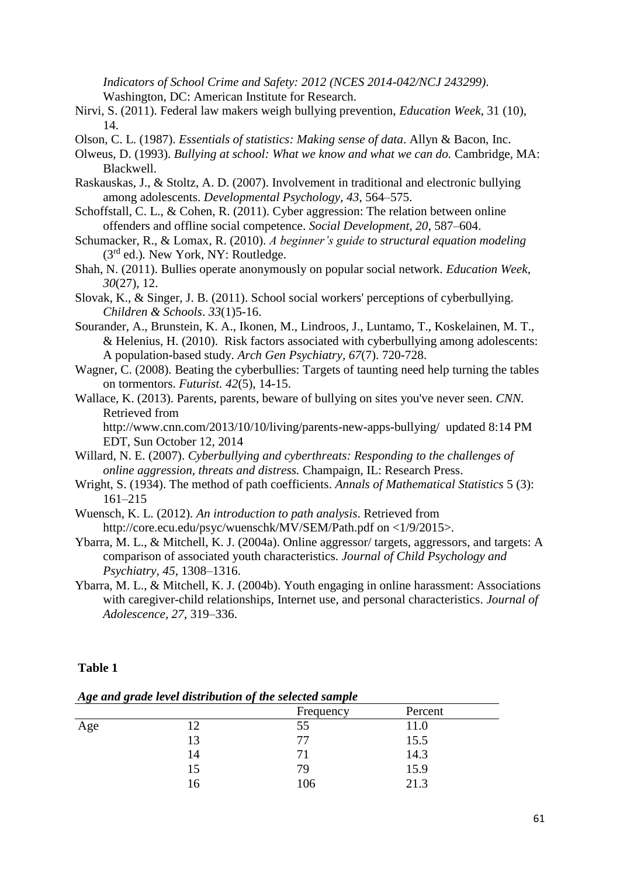*Indicators of School Crime and Safety: 2012 (NCES 2014-042/NCJ 243299)*. Washington, DC: American Institute for Research.

Nirvi, S. (2011). Federal law makers weigh bullying prevention, *Education Week*, 31 (10), 14.

Olson, C. L. (1987). *Essentials of statistics: Making sense of data*. Allyn & Bacon, Inc.

Olweus, D. (1993). *Bullying at school: What we know and what we can do.* Cambridge, MA: Blackwell.

Raskauskas, J., & Stoltz, A. D. (2007). Involvement in traditional and electronic bullying among adolescents. *Developmental Psychology, 43*, 564–575.

Schoffstall, C. L., & Cohen, R. (2011). Cyber aggression: The relation between online offenders and offline social competence. *Social Development, 20*, 587–604.

Schumacker, R., & Lomax, R. (2010). *A beginner's guide to structural equation modeling* (3rd ed.). New York, NY: Routledge.

Shah, N. (2011). Bullies operate anonymously on popular social network. *Education Week, 30*(27), 12.

Slovak, K., & Singer, J. B. (2011). School social workers' perceptions of cyberbullying. *Children & Schools*. *33*(1)5-16.

Sourander, A., Brunstein, K. A., Ikonen, M., Lindroos, J., Luntamo, T., Koskelainen, M. T., & Helenius, H. (2010). Risk factors associated with cyberbullying among adolescents: A population-based study. *Arch Gen Psychiatry, 67*(7). 720-728.

Wagner, C. (2008). Beating the cyberbullies: Targets of taunting need help turning the tables on tormentors. *Futurist. 42*(5), 14-15.

Wallace, K. (2013). Parents, parents, beware of bullying on sites you've never seen. *CNN*. Retrieved from http://www.cnn.com/2013/10/10/living/parents-new-apps-bullying/ updated 8:14 PM EDT, Sun October 12, 2014

Willard, N. E. (2007). *Cyberbullying and cyberthreats: Responding to the challenges of online aggression, threats and distress.* Champaign, IL: Research Press.

Wright, S. (1934). The method of path coefficients. *Annals of Mathematical Statistics* 5 (3): 161–215

Wuensch, K. L. (2012). *An introduction to path analysis*. Retrieved from http://core.ecu.edu/psyc/wuenschk/MV/SEM/Path.pdf on <1/9/2015>.

Ybarra, M. L., & Mitchell, K. J. (2004a). Online aggressor/ targets, aggressors, and targets: A comparison of associated youth characteristics. *Journal of Child Psychology and Psychiatry, 45*, 1308–1316.

Ybarra, M. L., & Mitchell, K. J. (2004b). Youth engaging in online harassment: Associations with caregiver-child relationships, Internet use, and personal characteristics. *Journal of Adolescence, 27*, 319–336.

**Table 1**

***Age and grade level distribution of the selected sample***

| | | Frequency | Percent |
|---|---|---|---|
| Age | 12 | 55 | 11.0 |
| | 13 | 77 | 15.5 |
| | 14 | 71 | 14.3 |
| | 15 | 79 | 15.9 |
| | 16 | 106 | 21.3 |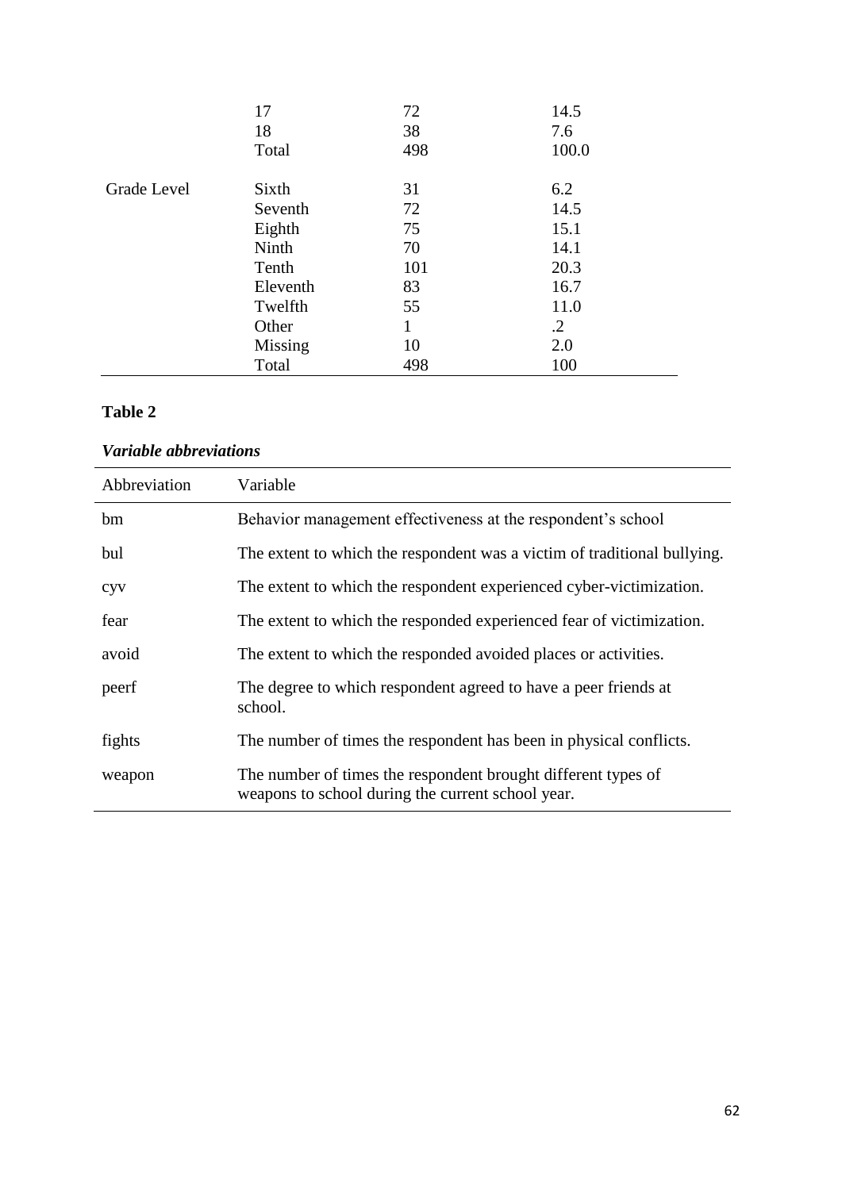| | | | |
|---|---|---|---|
| | 17 | 72 | 14.5 |
| | 18 | 38 | 7.6 |
| | Total | 498 | 100.0 |
| Grade Level | Sixth | 31 | 6.2 |
| | Seventh | 72 | 14.5 |
| | Eighth | 75 | 15.1 |
| | Ninth | 70 | 14.1 |
| | Tenth | 101 | 20.3 |
| | Eleventh | 83 | 16.7 |
| | Twelfth | 55 | 11.0 |
| | Other | 1 | .2 |
| | Missing | 10 | 2.0 |
| | Total | 498 | 100 |

**Table 2**

***Variable abbreviations***

| Abbreviation | Variable |
|---|---|
| bm | Behavior management effectiveness at the respondent's school |
| bul | The extent to which the respondent was a victim of traditional bullying. |
| cyv | The extent to which the respondent experienced cyber-victimization. |
| fear | The extent to which the responded experienced fear of victimization. |
| avoid | The extent to which the responded avoided places or activities. |
| peerf | The degree to which respondent agreed to have a peer friends at school. |
| fights | The number of times the respondent has been in physical conflicts. |
| weapon | The number of times the respondent brought different types of weapons to school during the current school year. |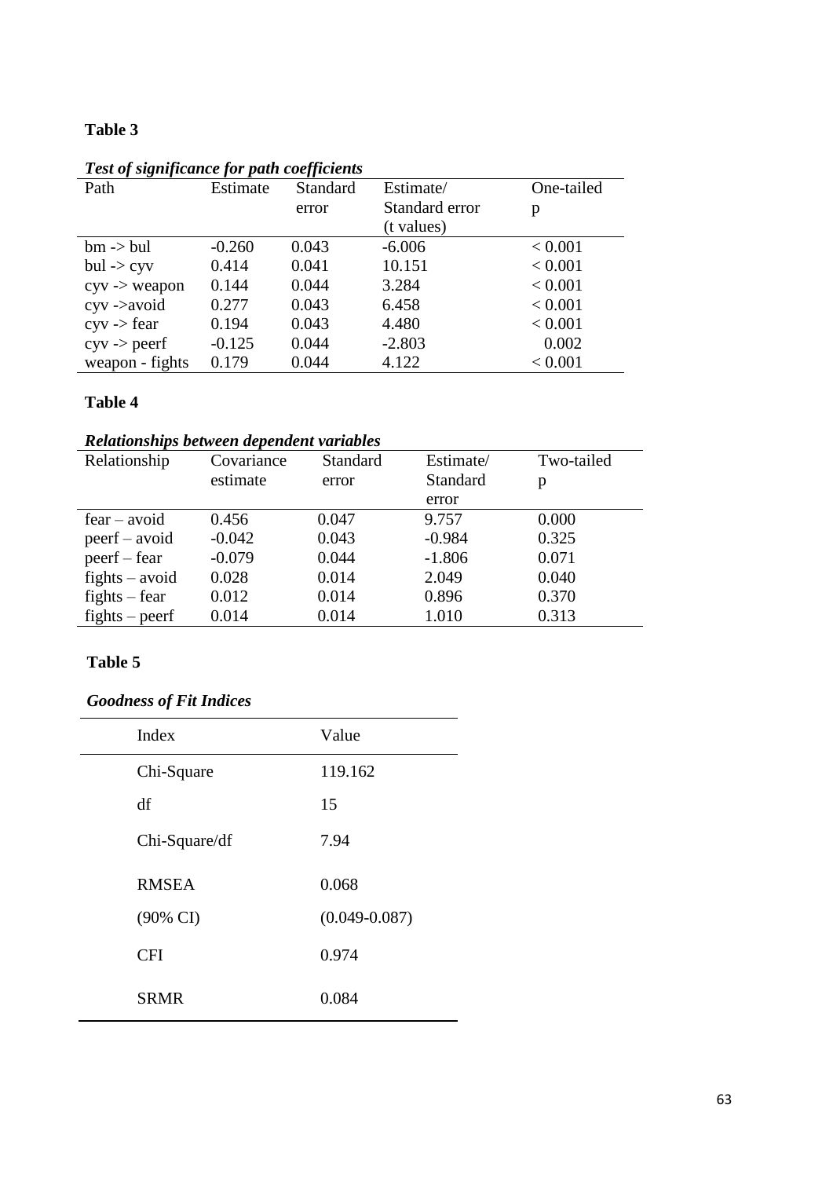**Table 3**

*Test of significance for path coefficients*

| Path | Estimate | Standard error | Estimate/ Standard error (t values) | One-tailed p |
|---|---|---|---|---|
| bm -> bul | -0.260 | 0.043 | -6.006 | < 0.001 |
| bul -> cyv | 0.414 | 0.041 | 10.151 | < 0.001 |
| cyv -> weapon | 0.144 | 0.044 | 3.284 | < 0.001 |
| cyv ->avoid | 0.277 | 0.043 | 6.458 | < 0.001 |
| cyv -> fear | 0.194 | 0.043 | 4.480 | < 0.001 |
| cyv -> peerf | -0.125 | 0.044 | -2.803 | 0.002 |
| weapon - fights | 0.179 | 0.044 | 4.122 | < 0.001 |

**Table 4**

*Relationships between dependent variables*

| Relationship | Covariance estimate | Standard error | Estimate/ Standard error | Two-tailed p |
|---|---|---|---|---|
| fear – avoid | 0.456 | 0.047 | 9.757 | 0.000 |
| peerf – avoid | -0.042 | 0.043 | -0.984 | 0.325 |
| peerf – fear | -0.079 | 0.044 | -1.806 | 0.071 |
| fights – avoid | 0.028 | 0.014 | 2.049 | 0.040 |
| fights – fear | 0.012 | 0.014 | 0.896 | 0.370 |
| fights – peerf | 0.014 | 0.014 | 1.010 | 0.313 |

**Table 5**

*Goodness of Fit Indices*

| Index | Value |
|---|---|
| Chi-Square | 119.162 |
| df | 15 |
| Chi-Square/df | 7.94 |
| RMSEA | 0.068 |
| (90% CI) | (0.049-0.087) |
| CFI | 0.974 |
| SRMR | 0.084 |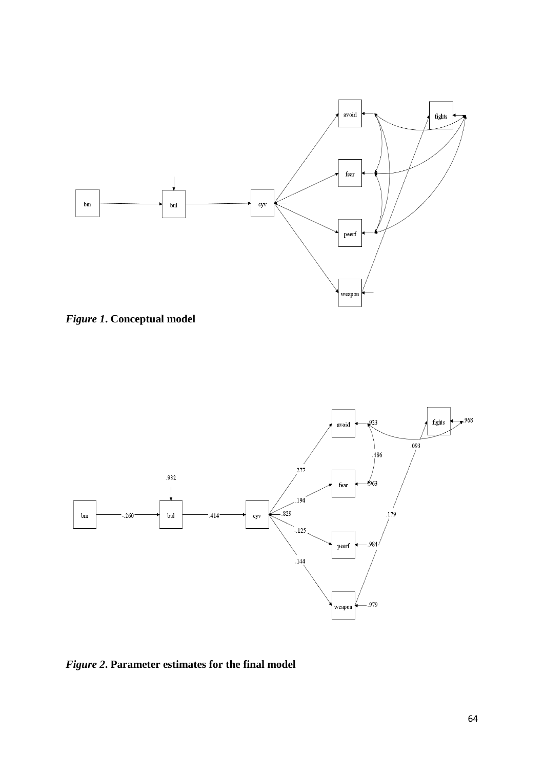*Figure 1*. **Conceptual model**

*Figure 2*. **Parameter estimates for the final model**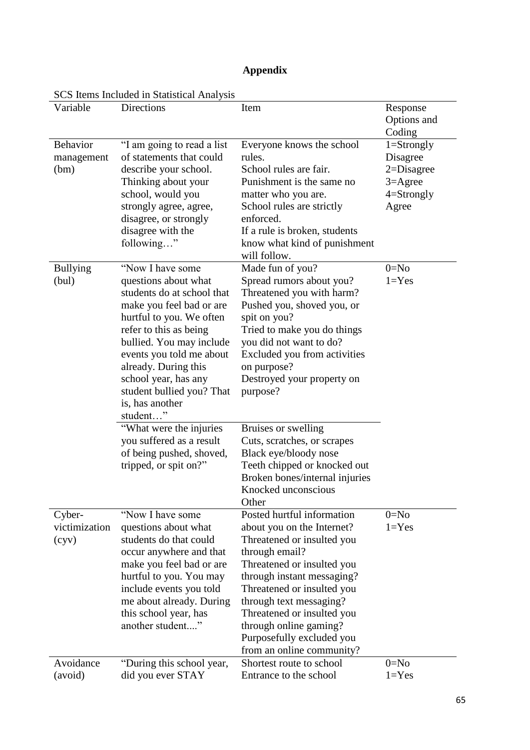**Appendix**

SCS Items Included in Statistical Analysis

| Variable | Directions | Item | Response Options and Coding |
|---|---|---|---|
| Behavior management (bm) | "I am going to read a list of statements that could describe your school. Thinking about your school, would you strongly agree, agree, disagree, or strongly disagree with the following…" | Everyone knows the school rules.<br>School rules are fair.<br>Punishment is the same no matter who you are.<br>School rules are strictly enforced.<br>If a rule is broken, students know what kind of punishment will follow. | 1=Strongly Disagree<br>2=Disagree<br>3=Agree<br>4=Strongly Agree |
| Bullying (bul) | "Now I have some questions about what students do at school that make you feel bad or are hurtful to you. We often refer to this as being bullied. You may include events you told me about already. During this school year, has any student bullied you? That is, has another student…" | Made fun of you?<br>Spread rumors about you?<br>Threatened you with harm?<br>Pushed you, shoved you, or spit on you?<br>Tried to make you do things you did not want to do?<br>Excluded you from activities on purpose?<br>Destroyed your property on purpose? | 0=No<br>1=Yes |
| | "What were the injuries you suffered as a result of being pushed, shoved, tripped, or spit on?" | Bruises or swelling<br>Cuts, scratches, or scrapes<br>Black eye/bloody nose<br>Teeth chipped or knocked out<br>Broken bones/internal injuries<br>Knocked unconscious<br>Other | |
| Cyber-victimization (cyv) | "Now I have some questions about what students do that could occur anywhere and that make you feel bad or are hurtful to you. You may include events you told me about already. During this school year, has another student...." | Posted hurtful information about you on the Internet?<br>Threatened or insulted you through email?<br>Threatened or insulted you through instant messaging?<br>Threatened or insulted you through text messaging?<br>Threatened or insulted you through online gaming?<br>Purposefully excluded you from an online community? | 0=No<br>1=Yes |
| Avoidance (avoid) | "During this school year, did you ever STAY | Shortest route to school<br>Entrance to the school | 0=No<br>1=Yes |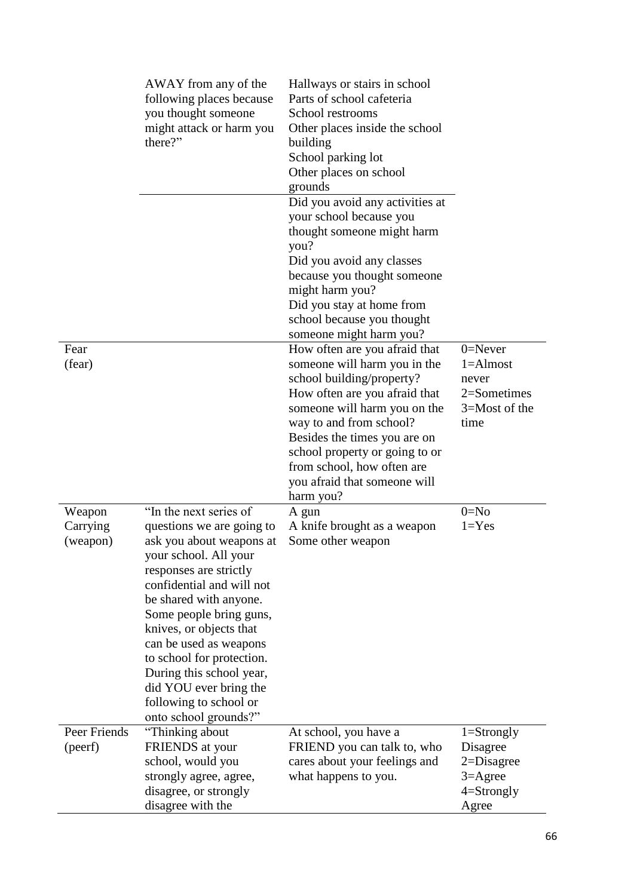| | | | |
|---|---|---|---|
| | AWAY from any of the following places because you thought someone might attack or harm you there?" | Hallways or stairs in school<br>Parts of school cafeteria<br>School restrooms<br>Other places inside the school building<br>School parking lot<br>Other places on school grounds | |
| | | Did you avoid any activities at your school because you thought someone might harm you?<br>Did you avoid any classes because you thought someone might harm you?<br>Did you stay at home from school because you thought someone might harm you? | |
| Fear (fear) | | How often are you afraid that someone will harm you in the school building/property?<br>How often are you afraid that someone will harm you on the way to and from school?<br>Besides the times you are on school property or going to or from school, how often are you afraid that someone will harm you? | 0=Never<br>1=Almost never<br>2=Sometimes<br>3=Most of the time |
| Weapon Carrying (weapon) | "In the next series of questions we are going to ask you about weapons at your school. All your responses are strictly confidential and will not be shared with anyone. Some people bring guns, knives, or objects that can be used as weapons to school for protection. During this school year, did YOU ever bring the following to school or onto school grounds?" | A gun<br>A knife brought as a weapon<br>Some other weapon | 0=No<br>1=Yes |
| Peer Friends (peerf) | "Thinking about FRIENDS at your school, would you strongly agree, agree, disagree, or strongly disagree with the | At school, you have a FRIEND you can talk to, who cares about your feelings and what happens to you. | 1=Strongly Disagree<br>2=Disagree<br>3=Agree<br>4=Strongly Agree |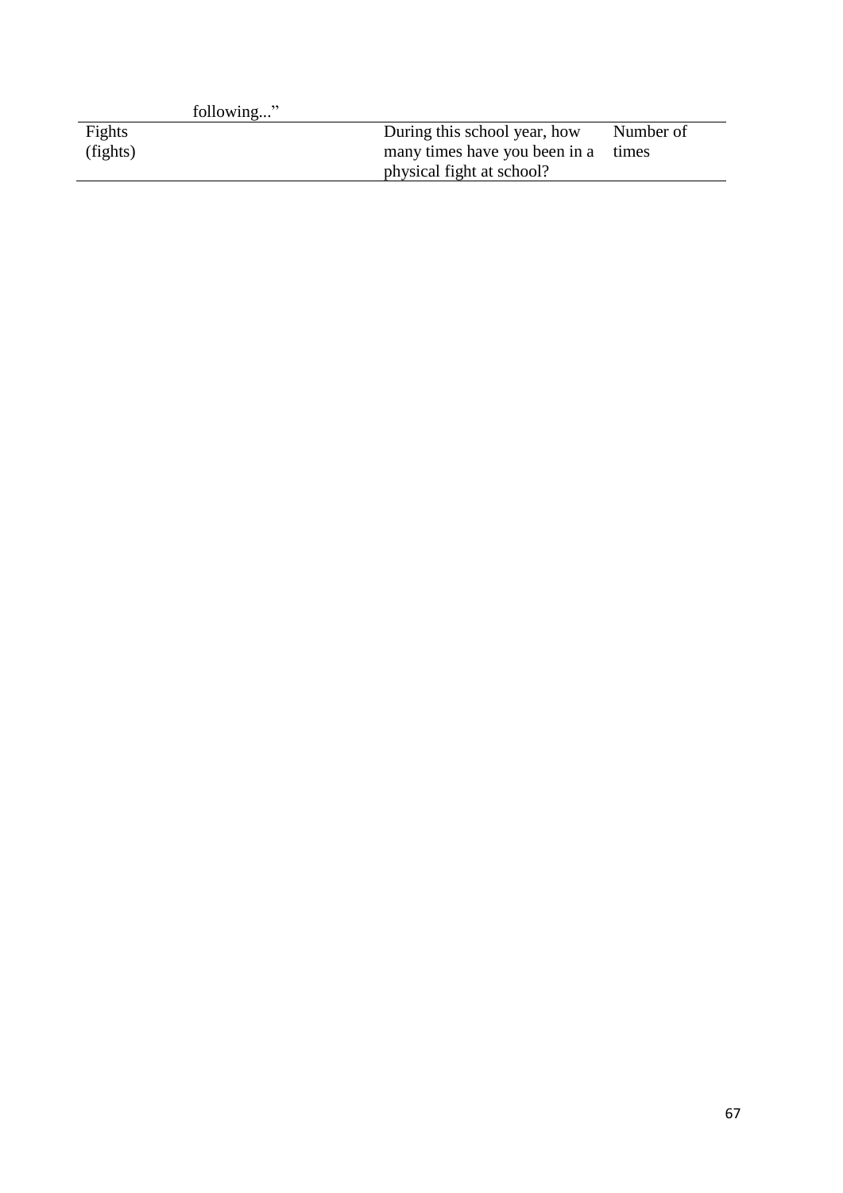| | | | |
|---|---|---|---|
| | following..." | | |
| Fights (fights) | | During this school year, how many times have you been in a physical fight at school? | Number of times |